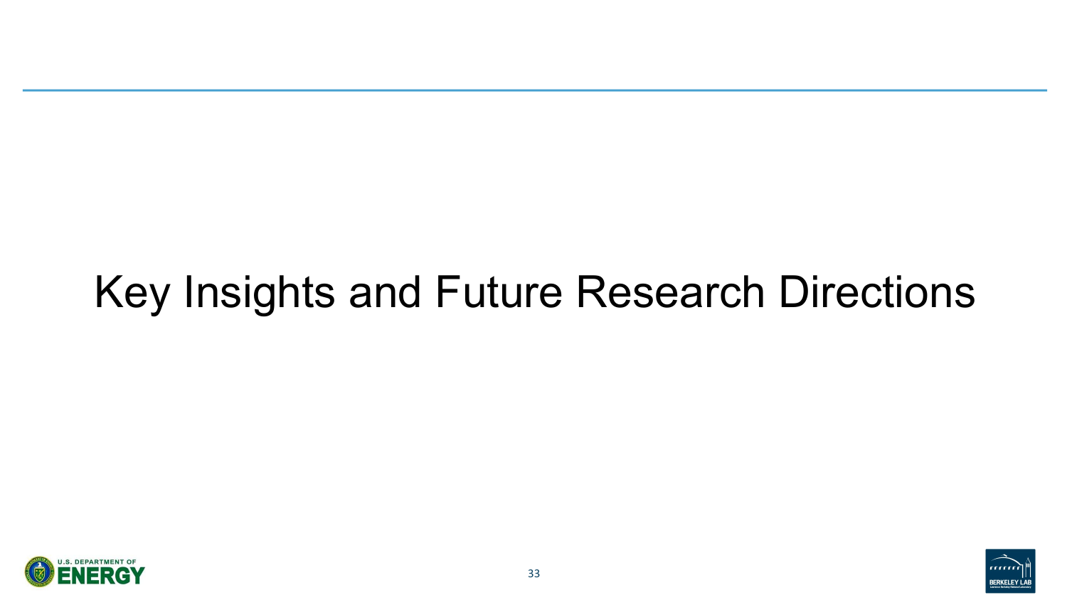# Key Insights and Future Research Directions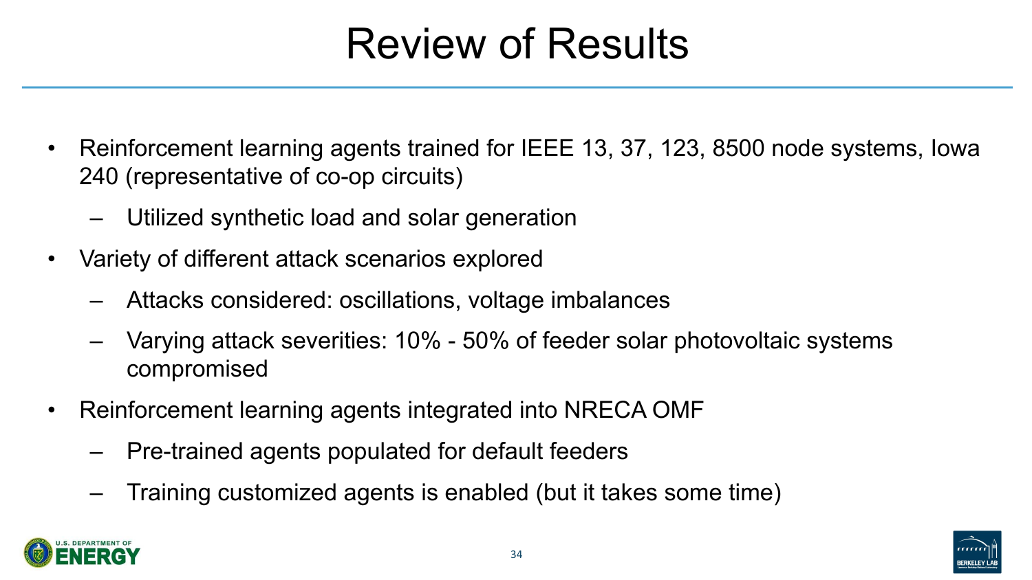# Review of Results

- Reinforcement learning agents trained for IEEE 13, 37, 123, 8500 node systems, Iowa 240 (representative of co-op circuits)
  - Utilized synthetic load and solar generation
- Variety of different attack scenarios explored
  - Attacks considered: oscillations, voltage imbalances
  - Varying attack severities: 10% - 50% of feeder solar photovoltaic systems compromised
- Reinforcement learning agents integrated into NRECA OMF
  - Pre-trained agents populated for default feeders
  - Training customized agents is enabled (but it takes some time)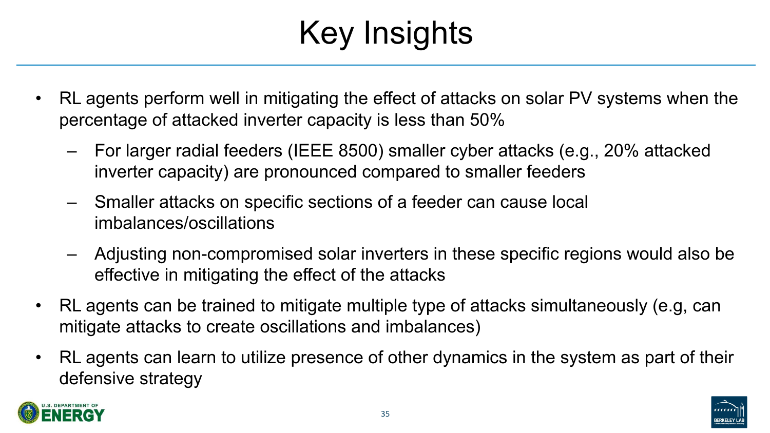# Key Insights

- RL agents perform well in mitigating the effect of attacks on solar PV systems when the percentage of attacked inverter capacity is less than 50%
  - For larger radial feeders (IEEE 8500) smaller cyber attacks (e.g., 20% attacked inverter capacity) are pronounced compared to smaller feeders
  - Smaller attacks on specific sections of a feeder can cause local imbalances/oscillations
  - Adjusting non-compromised solar inverters in these specific regions would also be effective in mitigating the effect of the attacks
- RL agents can be trained to mitigate multiple type of attacks simultaneously (e.g, can mitigate attacks to create oscillations and imbalances)
- RL agents can learn to utilize presence of other dynamics in the system as part of their defensive strategy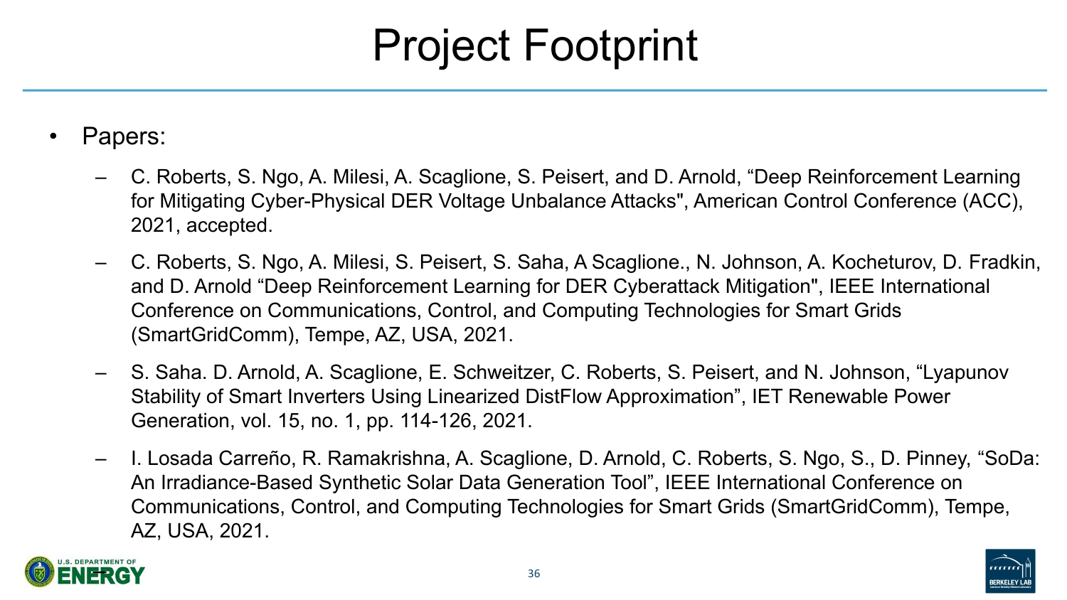# Project Footprint

- Papers:
  - C. Roberts, S. Ngo, A. Milesi, A. Scaglione, S. Peisert, and D. Arnold, “Deep Reinforcement Learning for Mitigating Cyber-Physical DER Voltage Unbalance Attacks", American Control Conference (ACC), 2021, accepted.
  - C. Roberts, S. Ngo, A. Milesi, S. Peisert, S. Saha, A Scaglione., N. Johnson, A. Kocheturov, D. Fradkin, and D. Arnold “Deep Reinforcement Learning for DER Cyberattack Mitigation", IEEE International Conference on Communications, Control, and Computing Technologies for Smart Grids (SmartGridComm), Tempe, AZ, USA, 2021.
  - S. Saha. D. Arnold, A. Scaglione, E. Schweitzer, C. Roberts, S. Peisert, and N. Johnson, “Lyapunov Stability of Smart Inverters Using Linearized DistFlow Approximation”, IET Renewable Power Generation, vol. 15, no. 1, pp. 114-126, 2021.
  - I. Losada Carreño, R. Ramakrishna, A. Scaglione, D. Arnold, C. Roberts, S. Ngo, S., D. Pinney, “SoDa: An Irradiance-Based Synthetic Solar Data Generation Tool”, IEEE International Conference on Communications, Control, and Computing Technologies for Smart Grids (SmartGridComm), Tempe, AZ, USA, 2021.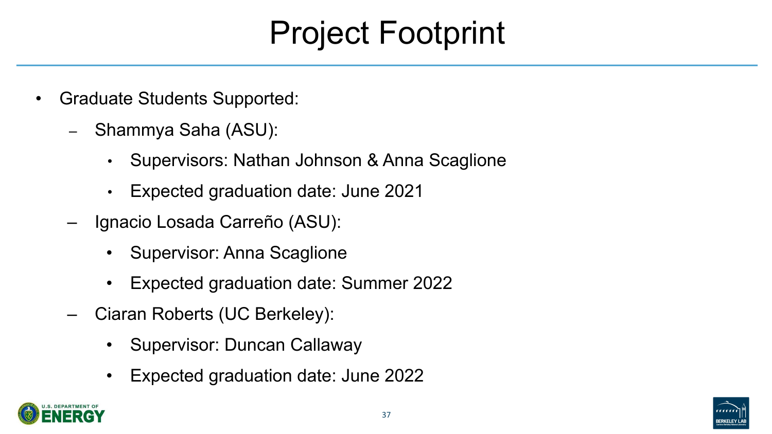# Project Footprint

- Graduate Students Supported:
  - Shammya Saha (ASU):
    - Supervisors: Nathan Johnson & Anna Scaglione
    - Expected graduation date: June 2021
  - Ignacio Losada Carreño (ASU):
    - Supervisor: Anna Scaglione
    - Expected graduation date: Summer 2022
  - Ciaran Roberts (UC Berkeley):
    - Supervisor: Duncan Callaway
    - Expected graduation date: June 2022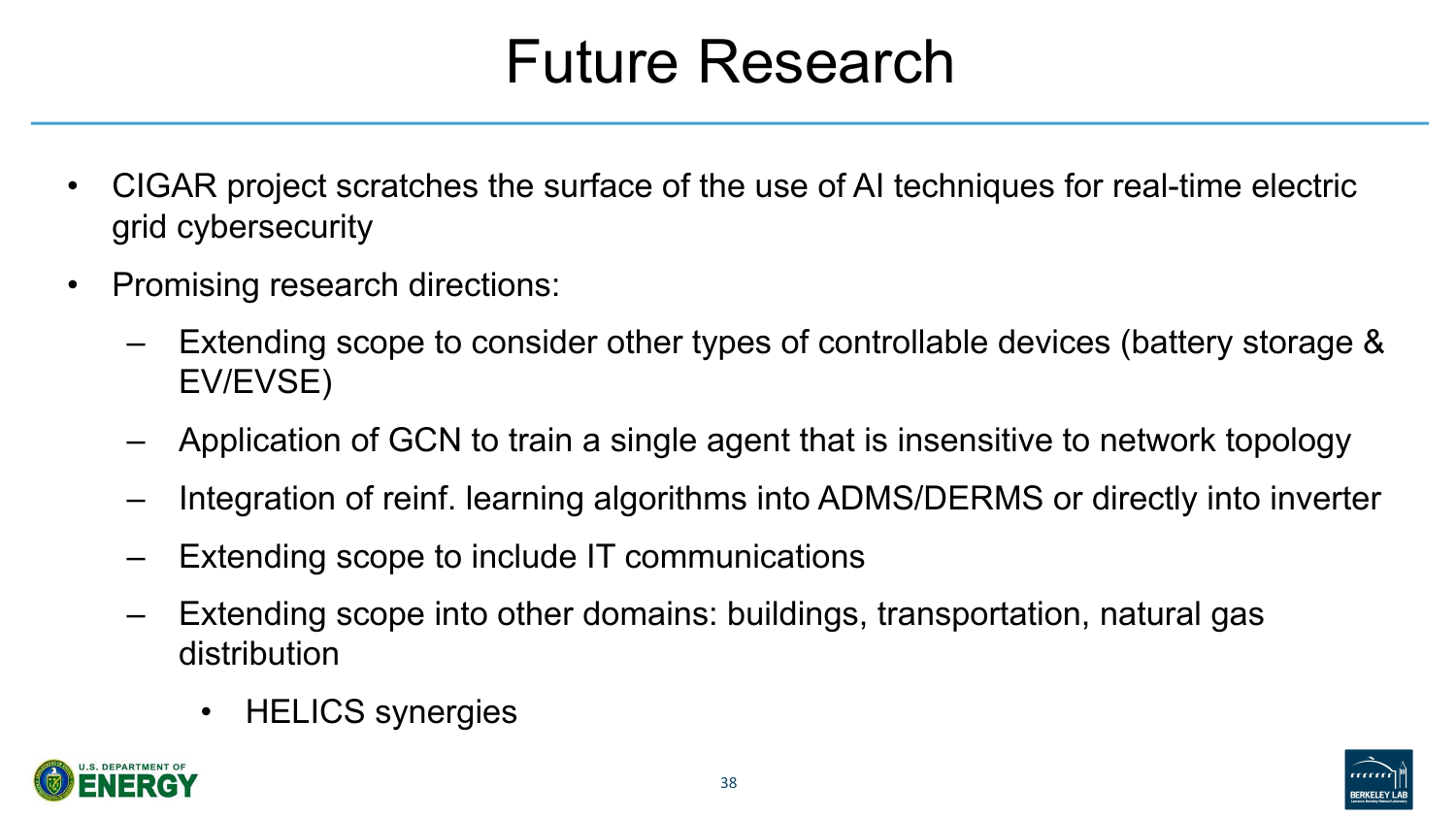# Future Research

- CIGAR project scratches the surface of the use of AI techniques for real-time electric grid cybersecurity
- Promising research directions:
  - Extending scope to consider other types of controllable devices (battery storage & EV/EVSE)
  - Application of GCN to train a single agent that is insensitive to network topology
  - Integration of reinf. learning algorithms into ADMS/DERMS or directly into inverter
  - Extending scope to include IT communications
  - Extending scope into other domains: buildings, transportation, natural gas distribution
    - HELICS synergies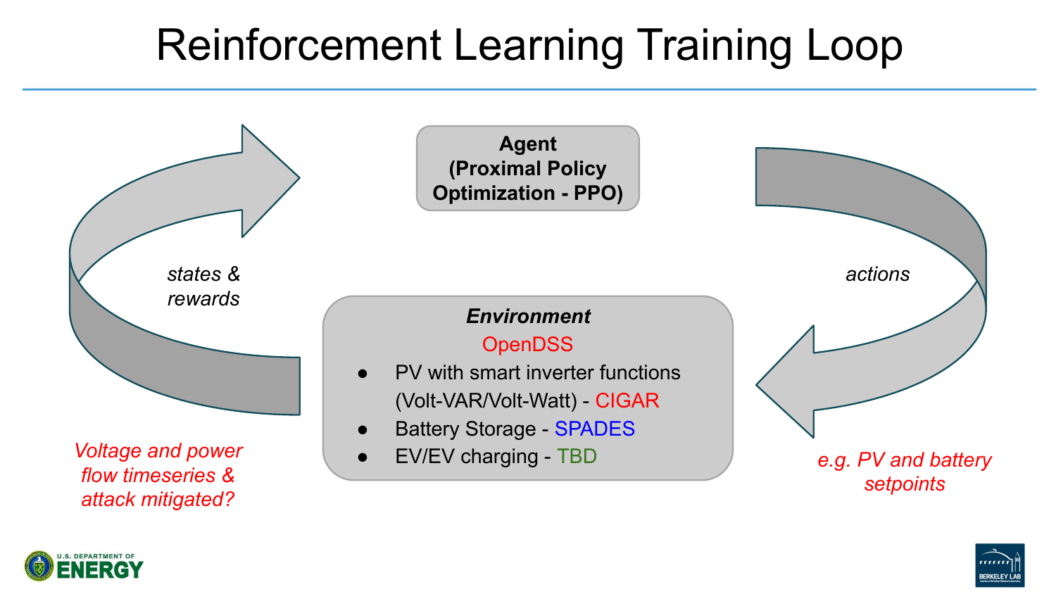# Reinforcement Learning Training Loop

**Agent (Proximal Policy Optimization - PPO)**

*states & rewards*

*actions*

***Environment***

OpenDSS

- PV with smart inverter functions (Volt-VAR/Volt-Watt) - CIGAR
- Battery Storage - SPADES
- EV/EV charging - TBD

*Voltage and power flow timeseries & attack mitigated?*

*e.g. PV and battery setpoints*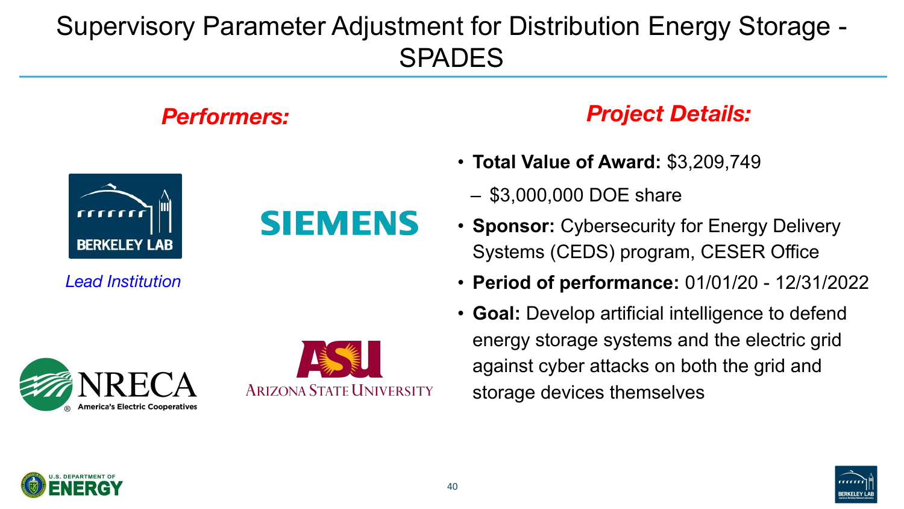# Supervisory Parameter Adjustment for Distribution Energy Storage - SPADES

## *Performers:*

BERKELEY LAB

*Lead Institution*

SIEMENS

NRECA America's Electric Cooperatives

ASU Arizona State University

## *Project Details:*

- **Total Value of Award:** $3,209,749
  - $3,000,000 DOE share
- **Sponsor:** Cybersecurity for Energy Delivery Systems (CEDS) program, CESER Office
- **Period of performance:** 01/01/20 - 12/31/2022
- **Goal:** Develop artificial intelligence to defend energy storage systems and the electric grid against cyber attacks on both the grid and storage devices themselves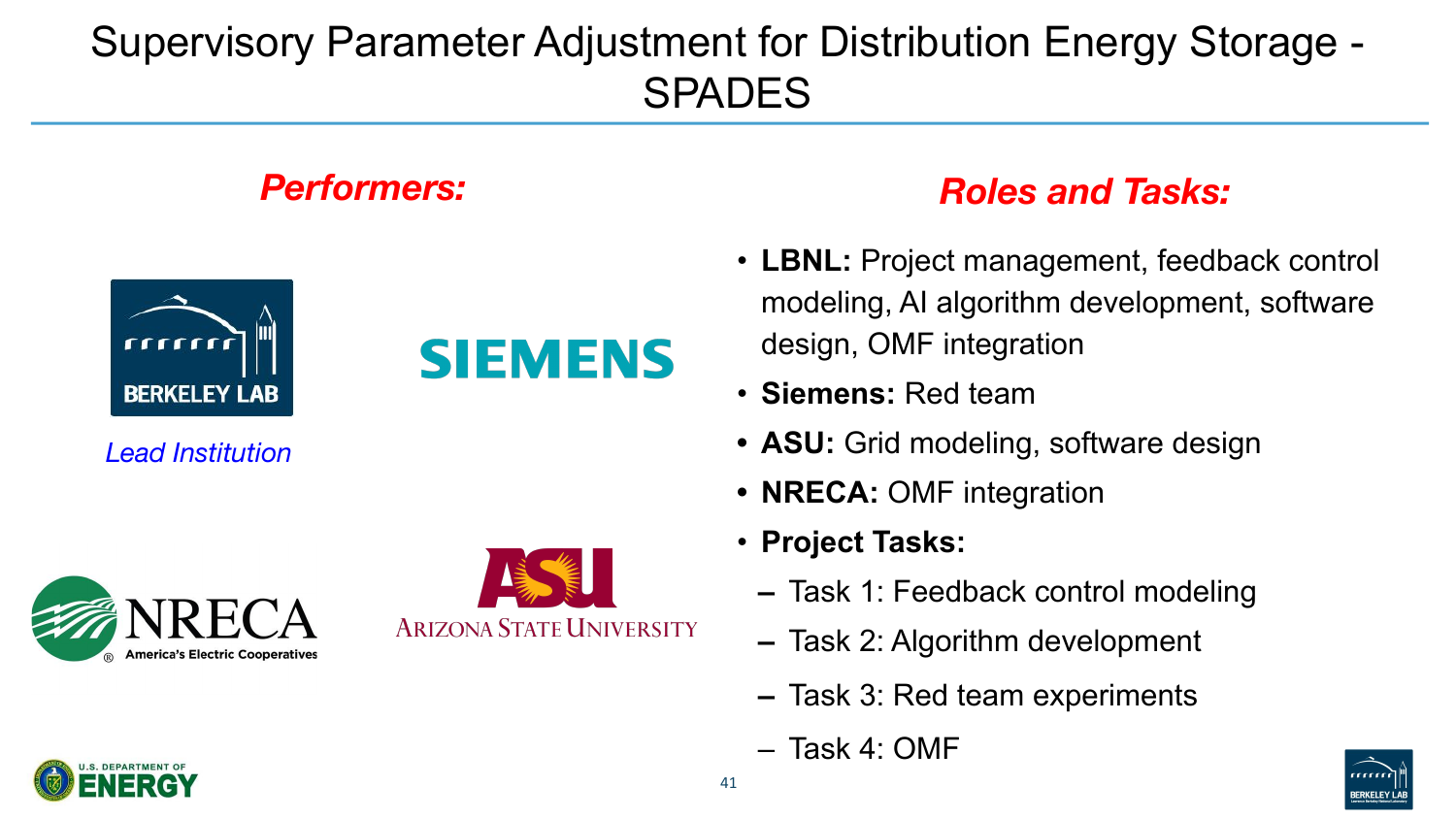# Supervisory Parameter Adjustment for Distribution Energy Storage - SPADES

## *Performers:*

*Lead Institution*

## *Roles and Tasks:*

- **LBNL:** Project management, feedback control modeling, AI algorithm development, software design, OMF integration
- **Siemens:** Red team
- **ASU:** Grid modeling, software design
- **NRECA:** OMF integration
- **Project Tasks:**
  - Task 1: Feedback control modeling
  - Task 2: Algorithm development
  - Task 3: Red team experiments
  - Task 4: OMF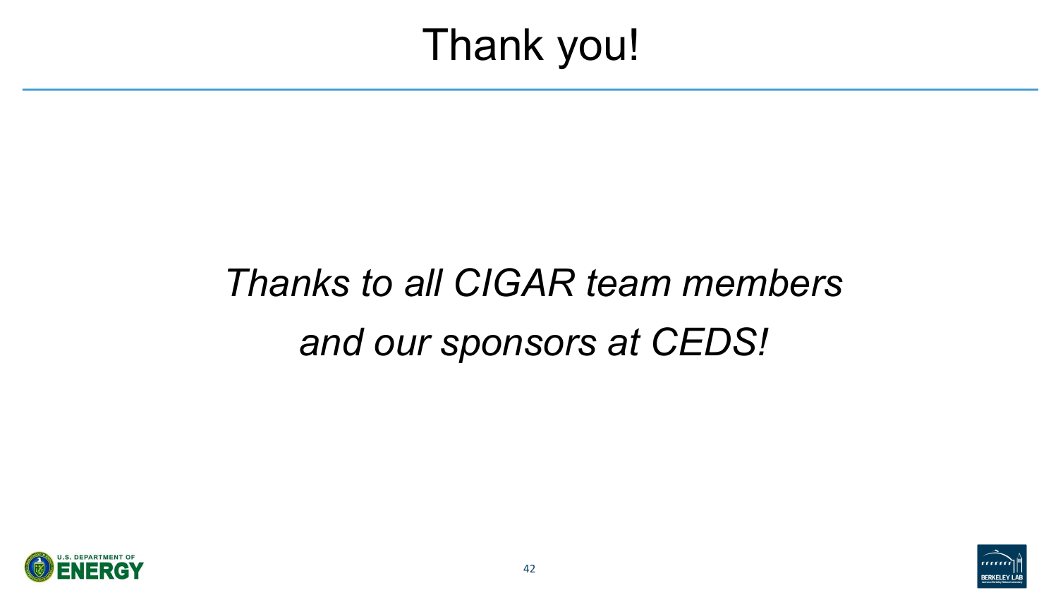# Thank you!

*Thanks to all CIGAR team members*

*and our sponsors at CEDS!*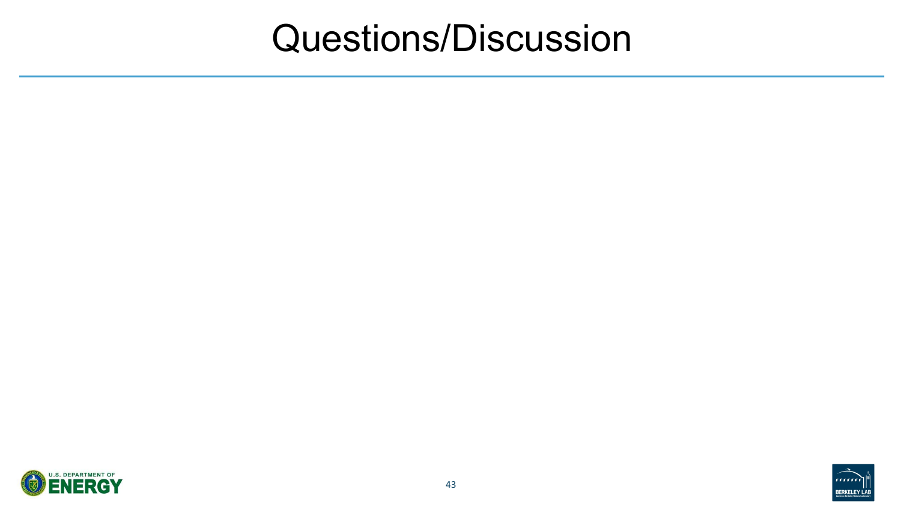# Questions/Discussion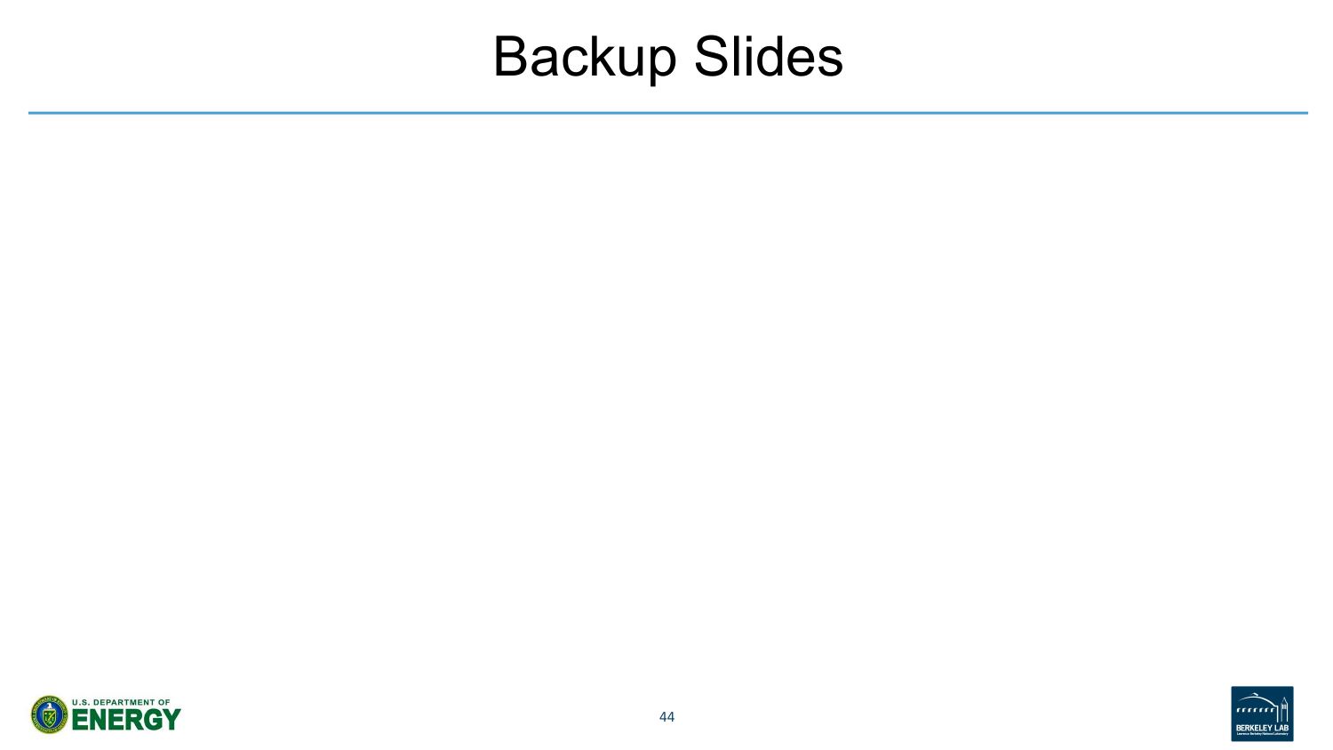# Backup Slides